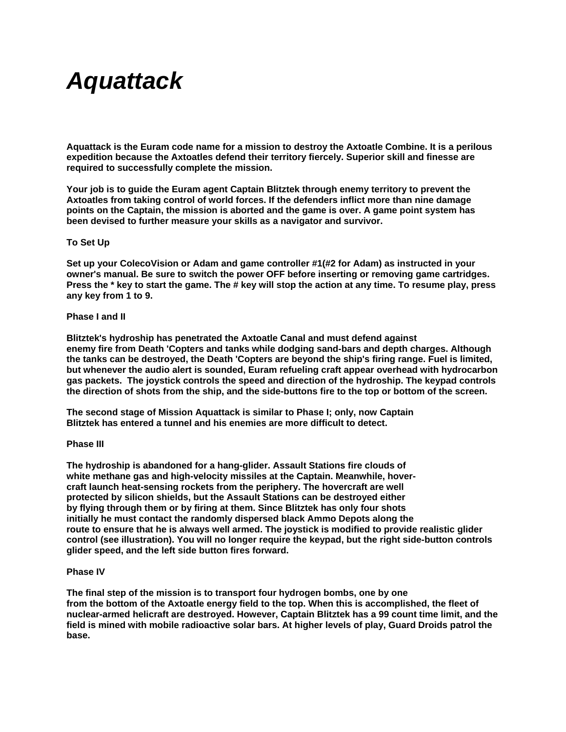# *Aquattack*

**Aquattack is the Euram code name for a mission to destroy the Axtoatle Combine. It is a perilous expedition because the Axtoatles defend their territory fiercely. Superior skill and finesse are required to successfully complete the mission.**

**Your job is to guide the Euram agent Captain Blitztek through enemy territory to prevent the Axtoatles from taking control of world forces. If the defenders inflict more than nine damage points on the Captain, the mission is aborted and the game is over. A game point system has been devised to further measure your skills as a navigator and survivor.**

**To Set Up**

**Set up your ColecoVision or Adam and game controller #1(#2 for Adam) as instructed in your owner's manual. Be sure to switch the power OFF before inserting or removing game cartridges. Press the * key to start the game. The # key will stop the action at any time. To resume play, press any key from 1 to 9.**

**Phase I and II**

**Blitztek's hydroship has penetrated the Axtoatle Canal and must defend against enemy fire from Death 'Copters and tanks while dodging sand-bars and depth charges. Although the tanks can be destroyed, the Death 'Copters are beyond the ship's firing range. Fuel is limited, but whenever the audio alert is sounded, Euram refueling craft appear overhead with hydrocarbon gas packets. The joystick controls the speed and direction of the hydroship. The keypad controls the direction of shots from the ship, and the side-buttons fire to the top or bottom of the screen.**

**The second stage of Mission Aquattack is similar to Phase I; only, now Captain Blitztek has entered a tunnel and his enemies are more difficult to detect.**

**Phase III**

**The hydroship is abandoned for a hang-glider. Assault Stations fire clouds of white methane gas and high-velocity missiles at the Captain. Meanwhile, hover-craft launch heat-sensing rockets from the periphery. The hovercraft are well protected by silicon shields, but the Assault Stations can be destroyed either by flying through them or by firing at them. Since Blitztek has only four shots initially he must contact the randomly dispersed black Ammo Depots along the route to ensure that he is always well armed. The joystick is modified to provide realistic glider control (see illustration). You will no longer require the keypad, but the right side-button controls glider speed, and the left side button fires forward.**

**Phase IV**

**The final step of the mission is to transport four hydrogen bombs, one by one from the bottom of the Axtoatle energy field to the top. When this is accomplished, the fleet of nuclear-armed helicraft are destroyed. However, Captain Blitztek has a 99 count time limit, and the field is mined with mobile radioactive solar bars. At higher levels of play, Guard Droids patrol the base.**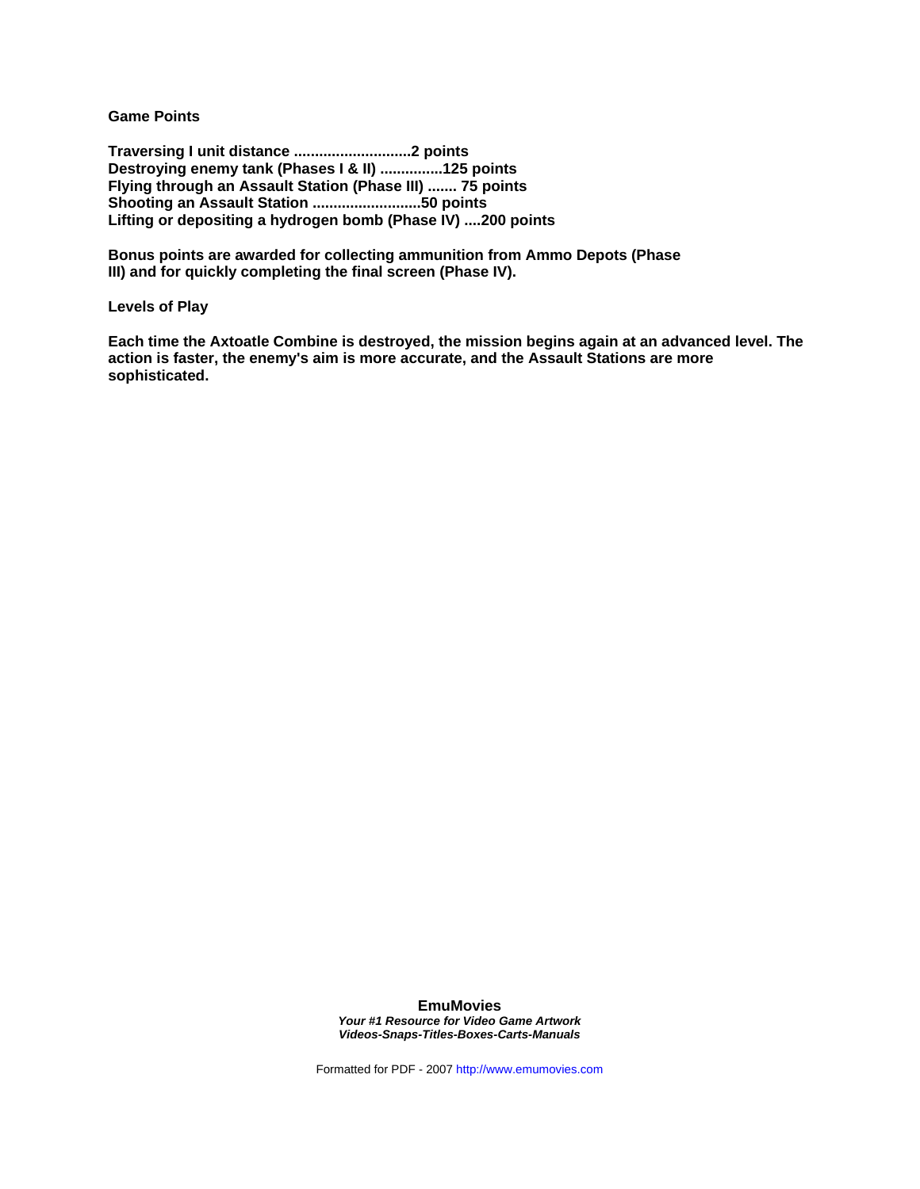**Game Points**

**Traversing I unit distance ............................2 points**
**Destroying enemy tank (Phases I & II) ..............125 points**
**Flying through an Assault Station (Phase III) ....... 75 points**
**Shooting an Assault Station ..........................50 points**
**Lifting or depositing a hydrogen bomb (Phase IV) ....200 points**

**Bonus points are awarded for collecting ammunition from Ammo Depots (Phase III) and for quickly completing the final screen (Phase IV).**

**Levels of Play**

**Each time the Axtoatle Combine is destroyed, the mission begins again at an advanced level. The action is faster, the enemy's aim is more accurate, and the Assault Stations are more sophisticated.**

**EmuMovies**
***Your #1 Resource for Video Game Artwork***
***Videos-Snaps-Titles-Boxes-Carts-Manuals***

Formatted for PDF - 2007 http://www.emumovies.com